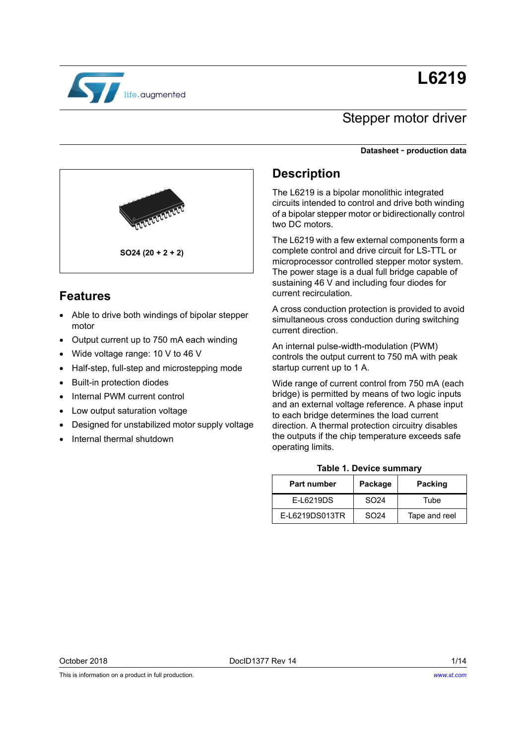# L6219

## Stepper motor driver

**Datasheet - production data**

SO24 (20 + 2 + 2)

## Features

- Able to drive both windings of bipolar stepper motor
- Output current up to 750 mA each winding
- Wide voltage range: 10 V to 46 V
- Half-step, full-step and microstepping mode
- Built-in protection diodes
- Internal PWM current control
- Low output saturation voltage
- Designed for unstabilized motor supply voltage
- Internal thermal shutdown

## Description

The L6219 is a bipolar monolithic integrated circuits intended to control and drive both winding of a bipolar stepper motor or bidirectionally control two DC motors.

The L6219 with a few external components form a complete control and drive circuit for LS-TTL or microprocessor controlled stepper motor system. The power stage is a dual full bridge capable of sustaining 46 V and including four diodes for current recirculation.

A cross conduction protection is provided to avoid simultaneous cross conduction during switching current direction.

An internal pulse-width-modulation (PWM) controls the output current to 750 mA with peak startup current up to 1 A.

Wide range of current control from 750 mA (each bridge) is permitted by means of two logic inputs and an external voltage reference. A phase input to each bridge determines the load current direction. A thermal protection circuitry disables the outputs if the chip temperature exceeds safe operating limits.

**Table 1. Device summary**

| Part number | Package | Packing |
|---|---|---|
| E-L6219DS | SO24 | Tube |
| E-L6219DS013TR | SO24 | Tape and reel |

October 2018 DocID1377 Rev 14

This is information on a product in full production. www.st.com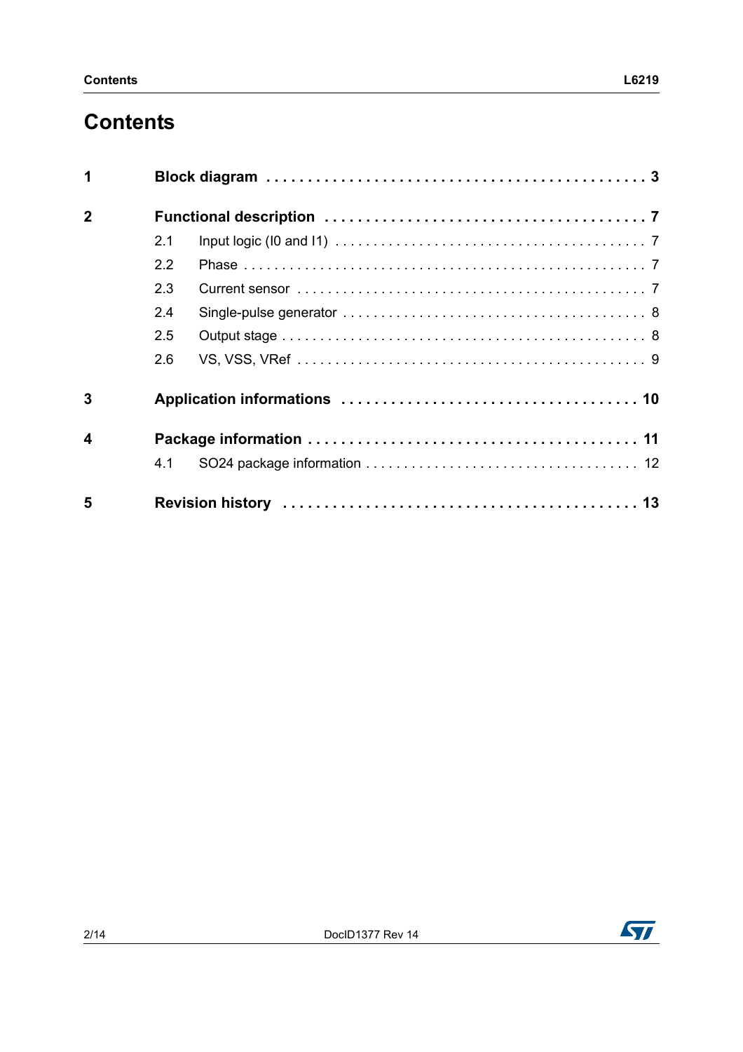# Contents

| | | |
|---|---|---|
| **1** | **Block diagram** | **3** |
| **2** | **Functional description** | **7** |
| | 2.1 Input logic (I0 and I1) | 7 |
| | 2.2 Phase | 7 |
| | 2.3 Current sensor | 7 |
| | 2.4 Single-pulse generator | 8 |
| | 2.5 Output stage | 8 |
| | 2.6 VS, VSS, VRef | 9 |
| **3** | **Application informations** | **10** |
| **4** | **Package information** | **11** |
| | 4.1 SO24 package information | 12 |
| **5** | **Revision history** | **13** |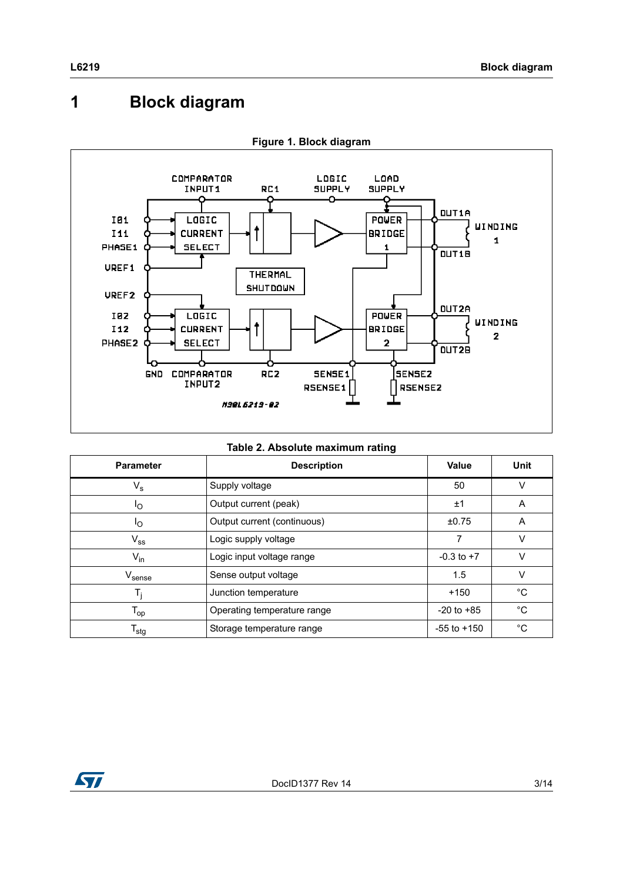# 1 Block diagram

**Figure 1. Block diagram**

**Table 2. Absolute maximum rating**

| Parameter | Description | Value | Unit |
|---|---|---|---|
| $V_s$ | Supply voltage | 50 | V |
| $I_O$ | Output current (peak) | ±1 | A |
| $I_O$ | Output current (continuous) | ±0.75 | A |
| $V_{ss}$ | Logic supply voltage | 7 | V |
| $V_{in}$ | Logic input voltage range | -0.3 to +7 | V |
| $V_{sense}$ | Sense output voltage | 1.5 | V |
| $T_j$ | Junction temperature | +150 | °C |
| $T_{op}$ | Operating temperature range | -20 to +85 | °C |
| $T_{stg}$ | Storage temperature range | -55 to +150 | °C |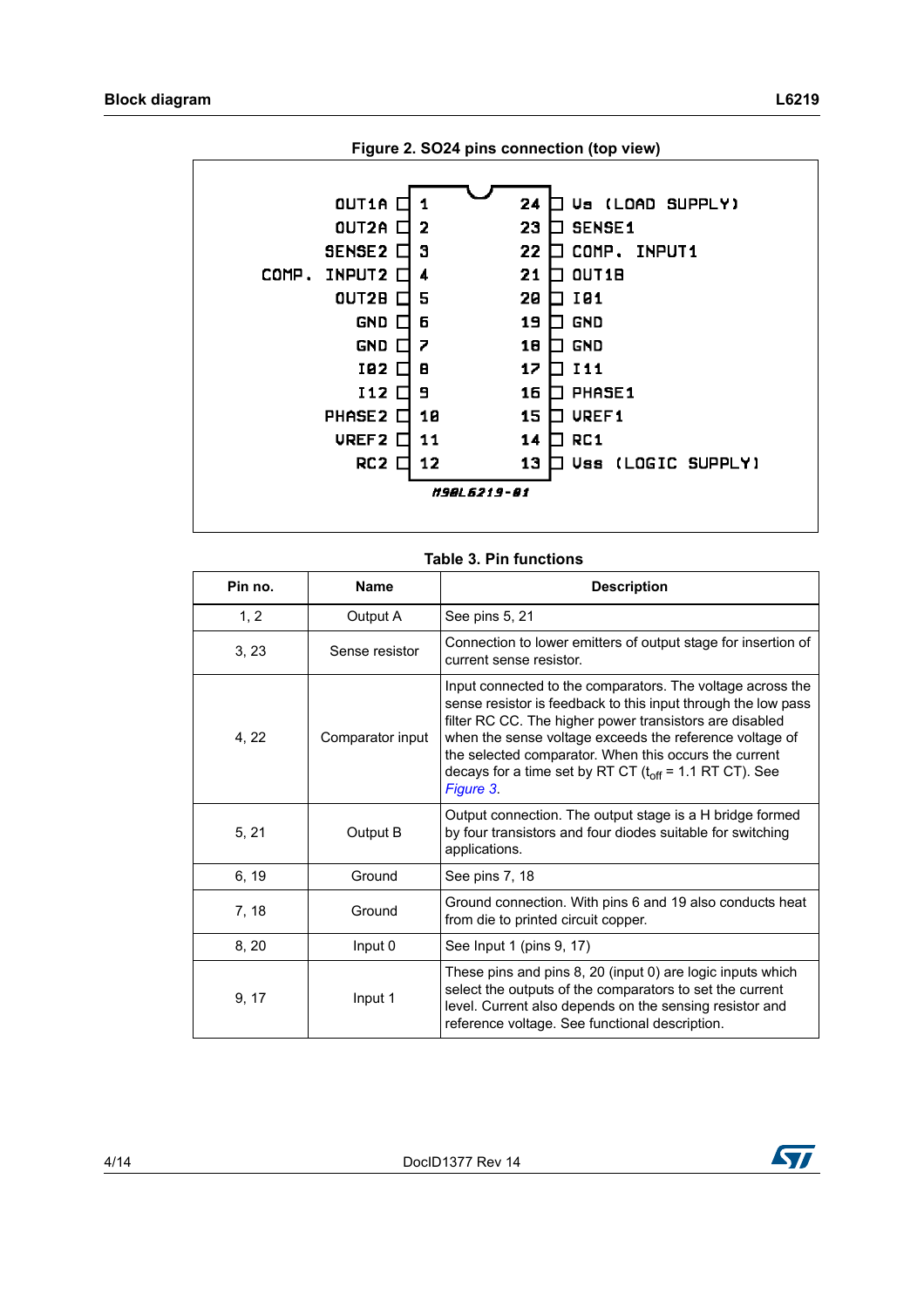**Figure 2. SO24 pins connection (top view)**

| Pin | Name | Pin | Name |
|---|---|---|---|
| 1 | OUT1A | 24 | Vs (LOAD SUPPLY) |
| 2 | OUT2A | 23 | SENSE1 |
| 3 | SENSE2 | 22 | COMP. INPUT1 |
| 4 | COMP. INPUT2 | 21 | OUT1B |
| 5 | OUT2B | 20 | I01 |
| 6 | GND | 19 | GND |
| 7 | GND | 18 | GND |
| 8 | I02 | 17 | I11 |
| 9 | I12 | 16 | PHASE1 |
| 10 | PHASE2 | 15 | VREF1 |
| 11 | VREF2 | 14 | RC1 |
| 12 | RC2 | 13 | Vss (LOGIC SUPPLY) |

M98L6219-01

**Table 3. Pin functions**

| Pin no. | Name | Description |
|---|---|---|
| 1, 2 | Output A | See pins 5, 21 |
| 3, 23 | Sense resistor | Connection to lower emitters of output stage for insertion of current sense resistor. |
| 4, 22 | Comparator input | Input connected to the comparators. The voltage across the sense resistor is feedback to this input through the low pass filter RC CC. The higher power transistors are disabled when the sense voltage exceeds the reference voltage of the selected comparator. When this occurs the current decays for a time set by RT CT ($t_{off}$ = 1.1 RT CT). See *Figure 3*. |
| 5, 21 | Output B | Output connection. The output stage is a H bridge formed by four transistors and four diodes suitable for switching applications. |
| 6, 19 | Ground | See pins 7, 18 |
| 7, 18 | Ground | Ground connection. With pins 6 and 19 also conducts heat from die to printed circuit copper. |
| 8, 20 | Input 0 | See Input 1 (pins 9, 17) |
| 9, 17 | Input 1 | These pins and pins 8, 20 (input 0) are logic inputs which select the outputs of the comparators to set the current level. Current also depends on the sensing resistor and reference voltage. See functional description. |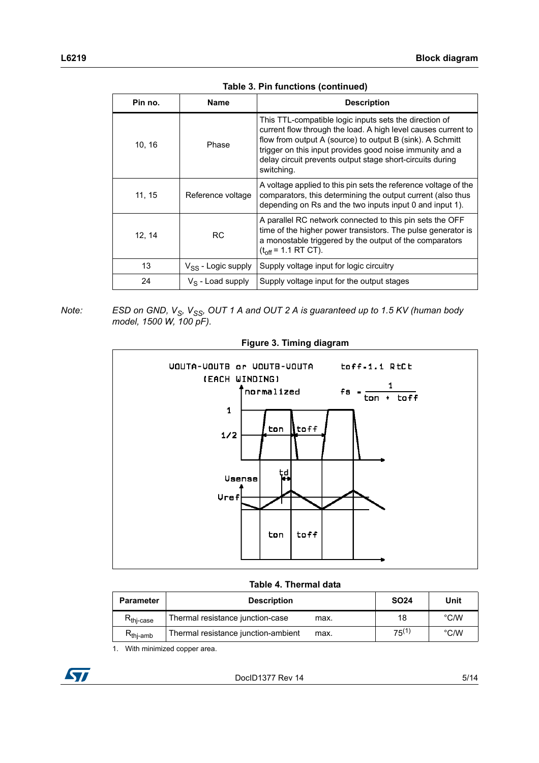**Table 3. Pin functions (continued)**

| Pin no. | Name | Description |
|---|---|---|
| 10, 16 | Phase | This TTL-compatible logic inputs sets the direction of current flow through the load. A high level causes current to flow from output A (source) to output B (sink). A Schmitt trigger on this input provides good noise immunity and a delay circuit prevents output stage short-circuits during switching. |
| 11, 15 | Reference voltage | A voltage applied to this pin sets the reference voltage of the comparators, this determining the output current (also thus depending on Rs and the two inputs input 0 and input 1). |
| 12, 14 | RC | A parallel RC network connected to this pin sets the OFF time of the higher power transistors. The pulse generator is a monostable triggered by the output of the comparators ($t_{off}$ = 1.1 RT CT). |
| 13 | $V_{SS}$ - Logic supply | Supply voltage input for logic circuitry |
| 24 | $V_S$ - Load supply | Supply voltage input for the output stages |

*Note: ESD on GND, $V_S$, $V_{SS}$, OUT 1 A and OUT 2 A is guaranteed up to 1.5 KV (human body model, 1500 W, 100 pF).*

**Figure 3. Timing diagram**

**Table 4. Thermal data**

| Parameter | Description | | SO24 | Unit |
|---|---|---|---|---|
| $R_{thj\text{-}case}$ | Thermal resistance junction-case | max. | 18 | °C/W |
| $R_{thj\text{-}amb}$ | Thermal resistance junction-ambient | max. | 75[1] | °C/W |

1. With minimized copper area.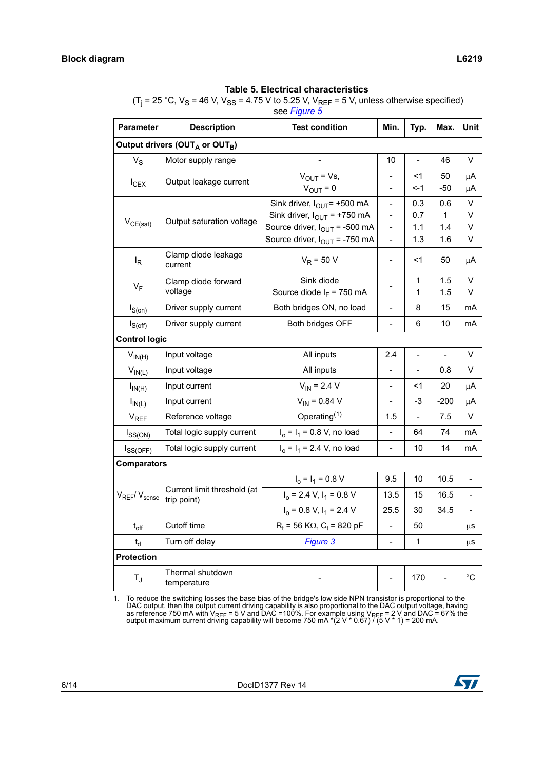**Table 5. Electrical characteristics**

($T_j$ = 25 °C, $V_S$ = 46 V, $V_{SS}$ = 4.75 V to 5.25 V, $V_{REF}$ = 5 V, unless otherwise specified) see *Figure 5*

| Parameter | Description | Test condition | Min. | Typ. | Max. | Unit |
|---|---|---|---|---|---|---|
| **Output drivers ($OUT_A$ or $OUT_B$)** | | | | | | |
| $V_S$ | Motor supply range | - | 10 | - | 46 | V |
| $I_{CEX}$ | Output leakage current | $V_{OUT}$ = Vs,<br>$V_{OUT}$ = 0 | -<br>- | <1<br><-1 | 50<br>-50 | µA<br>µA |
| $V_{CE(sat)}$ | Output saturation voltage | Sink driver, $I_{OUT}$= +500 mA<br>Sink driver, $I_{OUT}$ = +750 mA<br>Source driver, $I_{OUT}$ = -500 mA<br>Source driver, $I_{OUT}$ = -750 mA | -<br>-<br>-<br>- | 0.3<br>0.7<br>1.1<br>1.3 | 0.6<br>1<br>1.4<br>1.6 | V<br>V<br>V<br>V |
| $I_R$ | Clamp diode leakage current | $V_R$ = 50 V | - | <1 | 50 | µA |
| $V_F$ | Clamp diode forward voltage | Sink diode<br>Source diode $I_F$ = 750 mA | - | 1<br>1 | 1.5<br>1.5 | V<br>V |
| $I_{S(on)}$ | Driver supply current | Both bridges ON, no load | - | 8 | 15 | mA |
| $I_{S(off)}$ | Driver supply current | Both bridges OFF | - | 6 | 10 | mA |
| **Control logic** | | | | | | |
| $V_{IN(H)}$ | Input voltage | All inputs | 2.4 | - | - | V |
| $V_{IN(L)}$ | Input voltage | All inputs | - | - | 0.8 | V |
| $I_{IN(H)}$ | Input current | $V_{IN}$ = 2.4 V | - | <1 | 20 | µA |
| $I_{IN(L)}$ | Input current | $V_{IN}$ = 0.84 V | - | -3 | -200 | µA |
| $V_{REF}$ | Reference voltage | Operating[1] | 1.5 | - | 7.5 | V |
| $I_{SS(ON)}$ | Total logic supply current | $I_o$ = $I_1$ = 0.8 V, no load | - | 64 | 74 | mA |
| $I_{SS(OFF)}$ | Total logic supply current | $I_o$ = $I_1$ = 2.4 V, no load | - | 10 | 14 | mA |
| **Comparators** | | | | | | |
| $V_{REF}$/ $V_{sense}$ | Current limit threshold (at trip point) | $I_o$ = $I_1$ = 0.8 V | 9.5 | 10 | 10.5 | - |
| | | $I_o$ = 2.4 V, $I_1$ = 0.8 V | 13.5 | 15 | 16.5 | - |
| | | $I_o$ = 0.8 V, $I_1$ = 2.4 V | 25.5 | 30 | 34.5 | - |
| $t_{off}$ | Cutoff time | $R_t$ = 56 KΩ, $C_t$ = 820 pF | - | 50 | | µs |
| $t_d$ | Turn off delay | *Figure 3* | - | 1 | | µs |
| **Protection** | | | | | | |
| $T_J$ | Thermal shutdown temperature | - | - | 170 | - | °C |

1. To reduce the switching losses the base bias of the bridge's low side NPN transistor is proportional to the DAC output, then the output current driving capability is also proportional to the DAC output voltage, having as reference 750 mA with $V_{REF}$ = 5 V and DAC =100%. For example using $V_{REF}$ = 2 V and DAC = 67% the output maximum current driving capability will become 750 mA *(2 V * 0.67) / (5 V * 1) = 200 mA.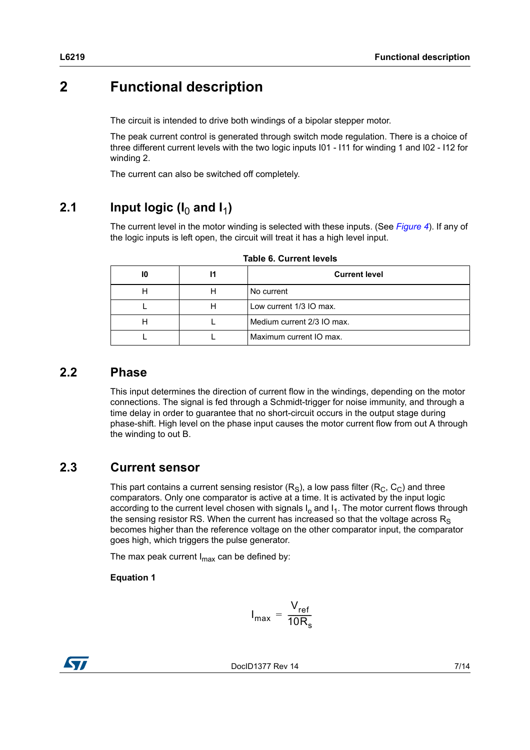# 2 Functional description

The circuit is intended to drive both windings of a bipolar stepper motor.

The peak current control is generated through switch mode regulation. There is a choice of three different current levels with the two logic inputs I01 - I11 for winding 1 and I02 - I12 for winding 2.

The current can also be switched off completely.

## 2.1 Input logic ($I_0$ and $I_1$)

The current level in the motor winding is selected with these inputs. (See *Figure 4*). If any of the logic inputs is left open, the circuit will treat it has a high level input.

**Table 6. Current levels**

| I0 | I1 | Current level |
|---|---|---|
| H | H | No current |
| L | H | Low current 1/3 IO max. |
| H | L | Medium current 2/3 IO max. |
| L | L | Maximum current IO max. |

## 2.2 Phase

This input determines the direction of current flow in the windings, depending on the motor connections. The signal is fed through a Schmidt-trigger for noise immunity, and through a time delay in order to guarantee that no short-circuit occurs in the output stage during phase-shift. High level on the phase input causes the motor current flow from out A through the winding to out B.

## 2.3 Current sensor

This part contains a current sensing resistor ($R_S$), a low pass filter ($R_C$, $C_C$) and three comparators. Only one comparator is active at a time. It is activated by the input logic according to the current level chosen with signals $I_o$ and $I_1$. The motor current flows through the sensing resistor RS. When the current has increased so that the voltage across $R_S$ becomes higher than the reference voltage on the other comparator input, the comparator goes high, which triggers the pulse generator.

The max peak current $I_{max}$ can be defined by:

**Equation 1**

$$I_{max} = \frac{V_{ref}}{10R_s}$$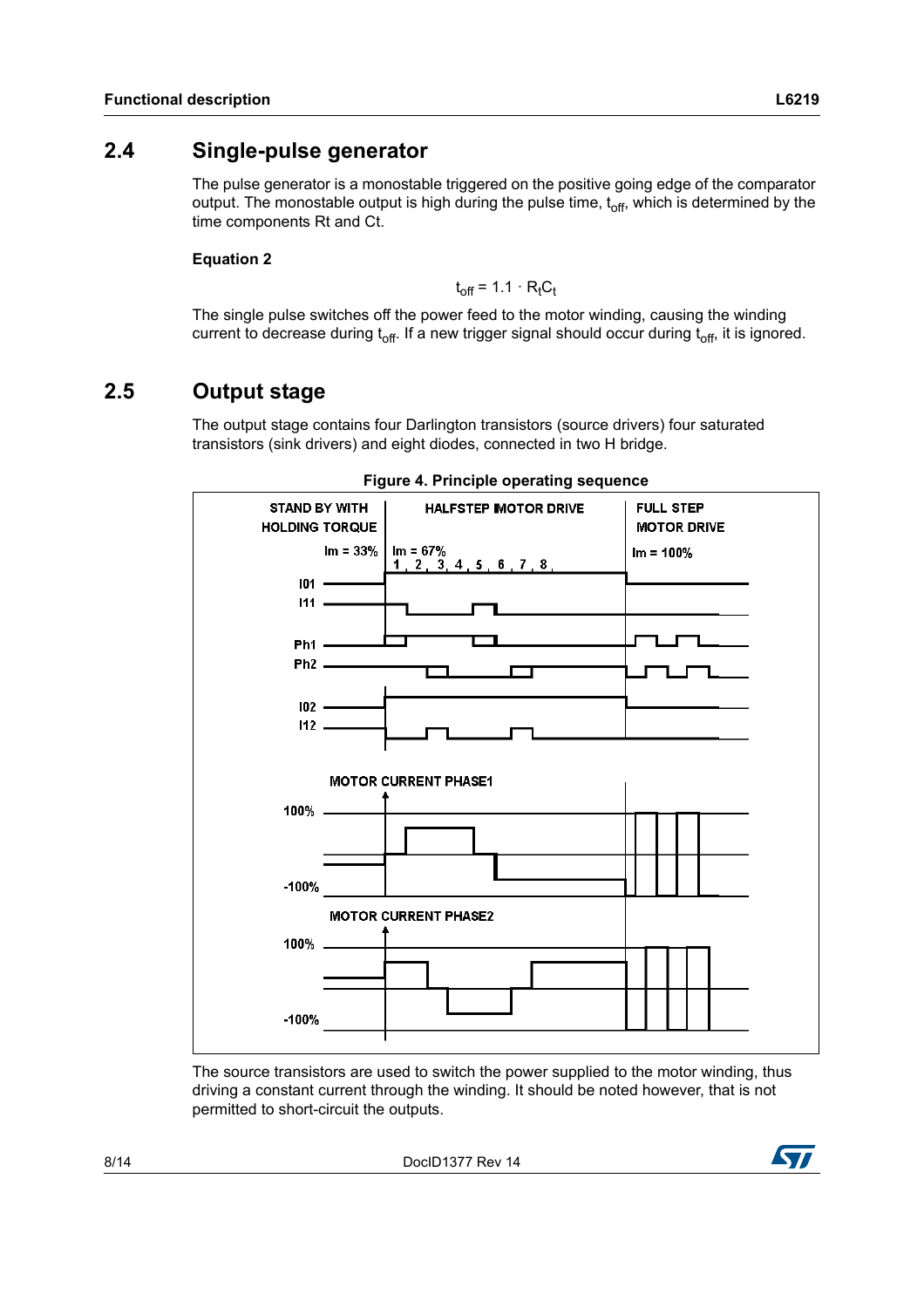## 2.4 Single-pulse generator

The pulse generator is a monostable triggered on the positive going edge of the comparator output. The monostable output is high during the pulse time, $t_{off}$, which is determined by the time components Rt and Ct.

**Equation 2**

$$t_{off} = 1.1 \cdot R_t C_t$$

The single pulse switches off the power feed to the motor winding, causing the winding current to decrease during $t_{off}$. If a new trigger signal should occur during $t_{off}$, it is ignored.

## 2.5 Output stage

The output stage contains four Darlington transistors (source drivers) four saturated transistors (sink drivers) and eight diodes, connected in two H bridge.

**Figure 4. Principle operating sequence**

The source transistors are used to switch the power supplied to the motor winding, thus driving a constant current through the winding. It should be noted however, that is not permitted to short-circuit the outputs.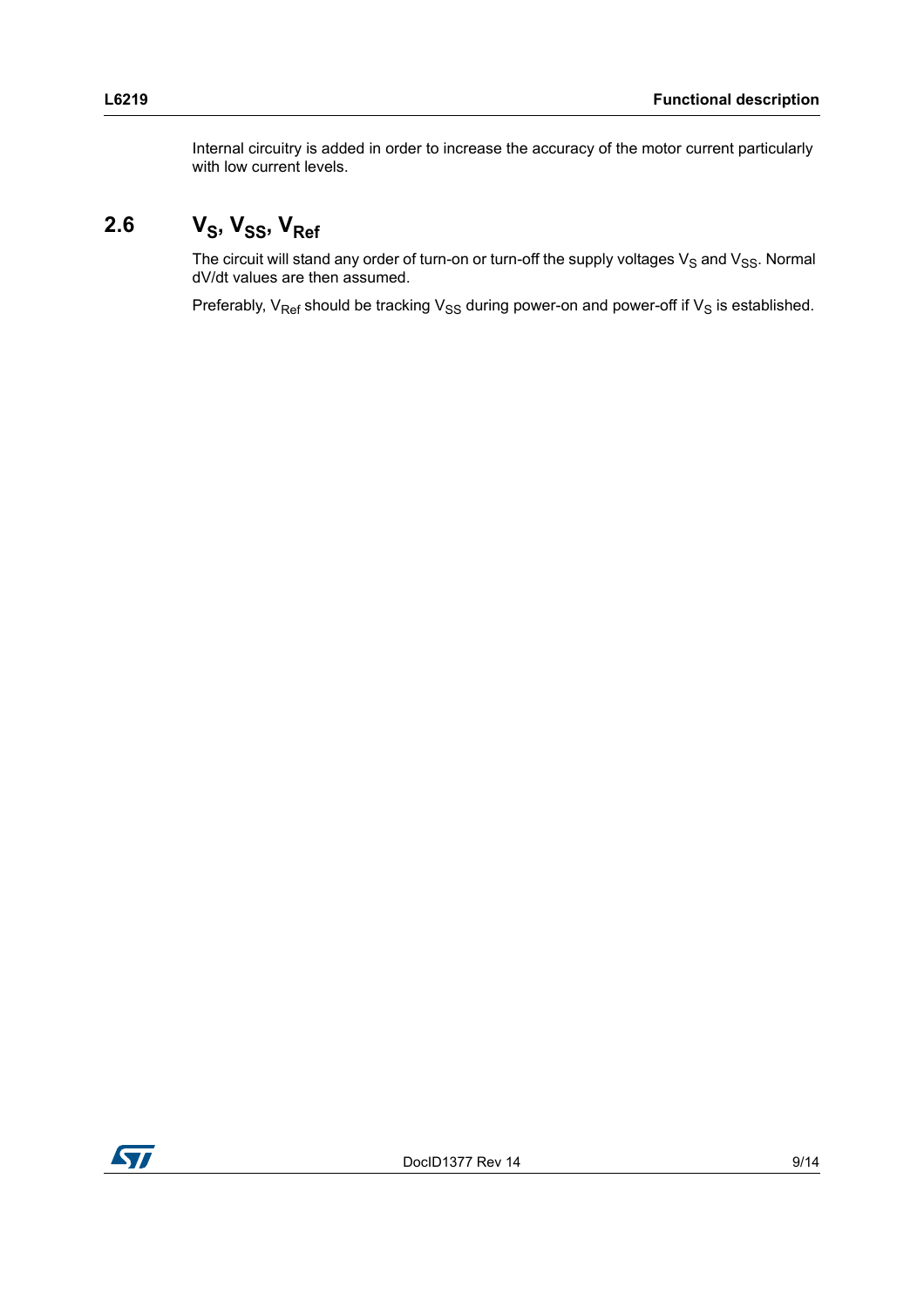Internal circuitry is added in order to increase the accuracy of the motor current particularly with low current levels.

## 2.6 $V_S$, $V_{SS}$, $V_{Ref}$

The circuit will stand any order of turn-on or turn-off the supply voltages $V_S$ and $V_{SS}$. Normal dV/dt values are then assumed.

Preferably, $V_{Ref}$ should be tracking $V_{SS}$ during power-on and power-off if $V_S$ is established.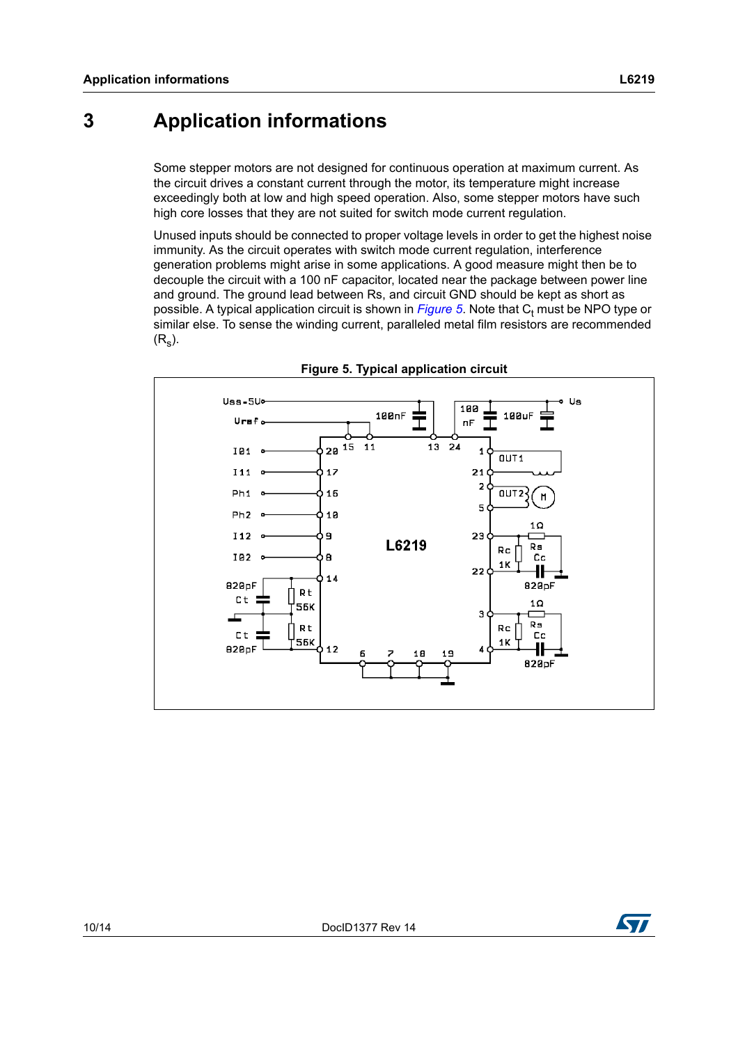# 3 Application informations

Some stepper motors are not designed for continuous operation at maximum current. As the circuit drives a constant current through the motor, its temperature might increase exceedingly both at low and high speed operation. Also, some stepper motors have such high core losses that they are not suited for switch mode current regulation.

Unused inputs should be connected to proper voltage levels in order to get the highest noise immunity. As the circuit operates with switch mode current regulation, interference generation problems might arise in some applications. A good measure might then be to decouple the circuit with a 100 nF capacitor, located near the package between power line and ground. The ground lead between Rs, and circuit GND should be kept as short as possible. A typical application circuit is shown in *Figure 5*. Note that $C_t$ must be NPO type or similar else. To sense the winding current, paralleled metal film resistors are recommended ($R_s$).

**Figure 5. Typical application circuit**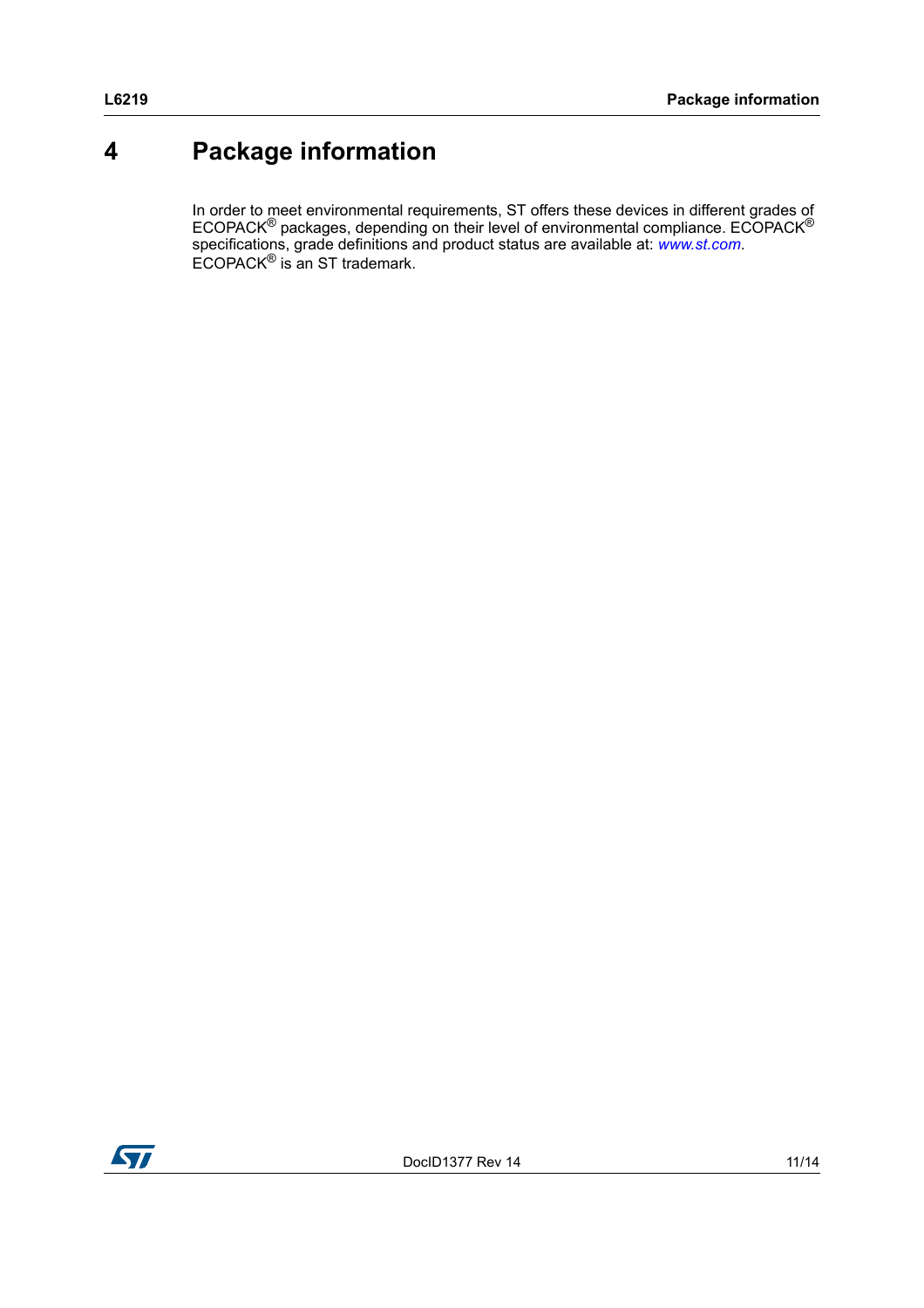# 4 Package information

In order to meet environmental requirements, ST offers these devices in different grades of ECOPACK® packages, depending on their level of environmental compliance. ECOPACK® specifications, grade definitions and product status are available at: *www.st.com*. ECOPACK® is an ST trademark.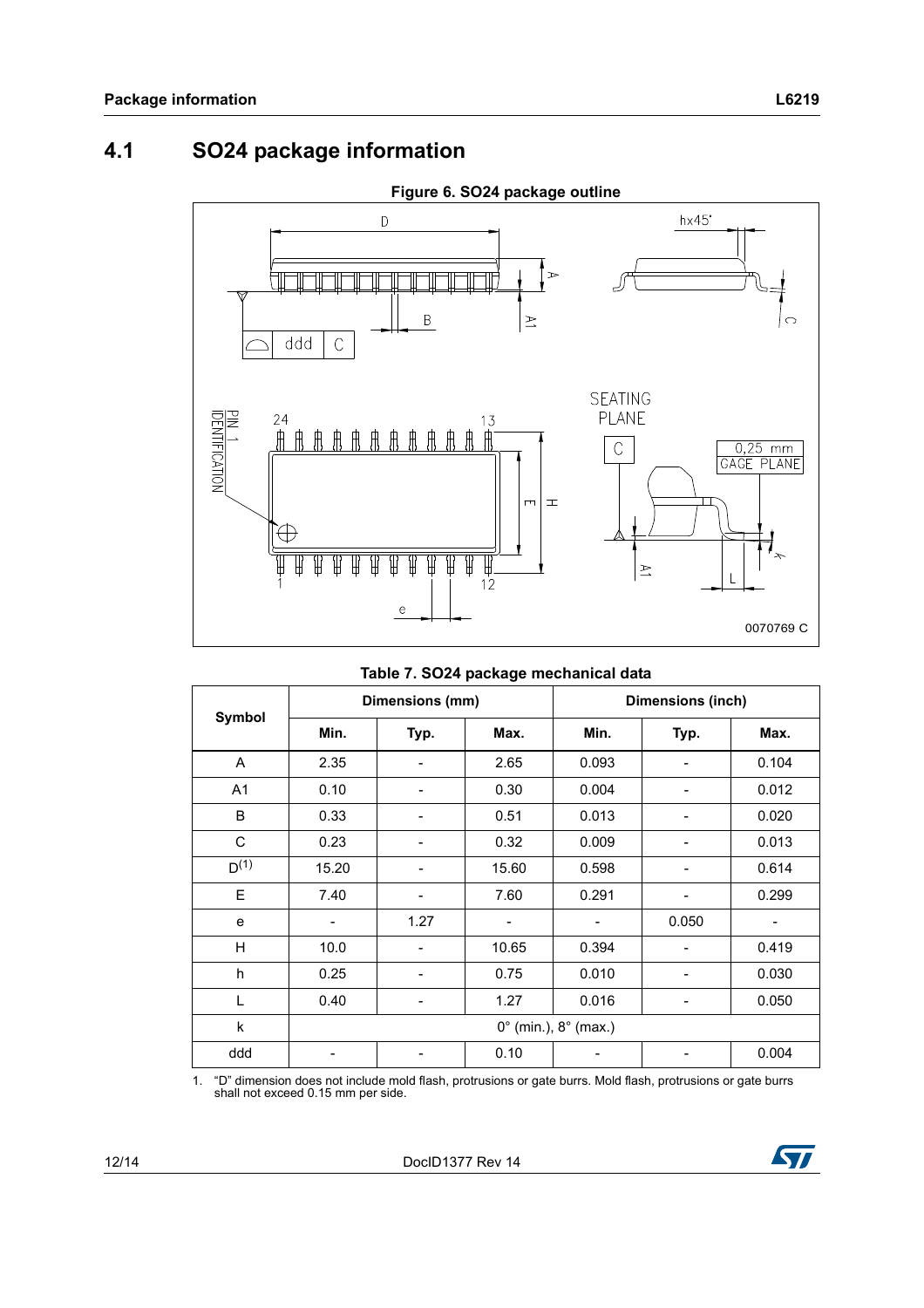## 4.1 SO24 package information

**Figure 6. SO24 package outline**

**Table 7. SO24 package mechanical data**

| Symbol | Dimensions (mm) | | | Dimensions (inch) | | |
|---|---|---|---|---|---|---|
| | Min. | Typ. | Max. | Min. | Typ. | Max. |
| A | 2.35 | - | 2.65 | 0.093 | - | 0.104 |
| A1 | 0.10 | - | 0.30 | 0.004 | - | 0.012 |
| B | 0.33 | - | 0.51 | 0.013 | - | 0.020 |
| C | 0.23 | - | 0.32 | 0.009 | - | 0.013 |
| D[(1)] | 15.20 | - | 15.60 | 0.598 | - | 0.614 |
| E | 7.40 | - | 7.60 | 0.291 | - | 0.299 |
| e | - | 1.27 | - | - | 0.050 | - |
| H | 10.0 | - | 10.65 | 0.394 | - | 0.419 |
| h | 0.25 | - | 0.75 | 0.010 | - | 0.030 |
| L | 0.40 | - | 1.27 | 0.016 | - | 0.050 |
| k | 0° (min.), 8° (max.) | | | | | |
| ddd | - | - | 0.10 | - | - | 0.004 |

1. "D" dimension does not include mold flash, protrusions or gate burrs. Mold flash, protrusions or gate burrs shall not exceed 0.15 mm per side.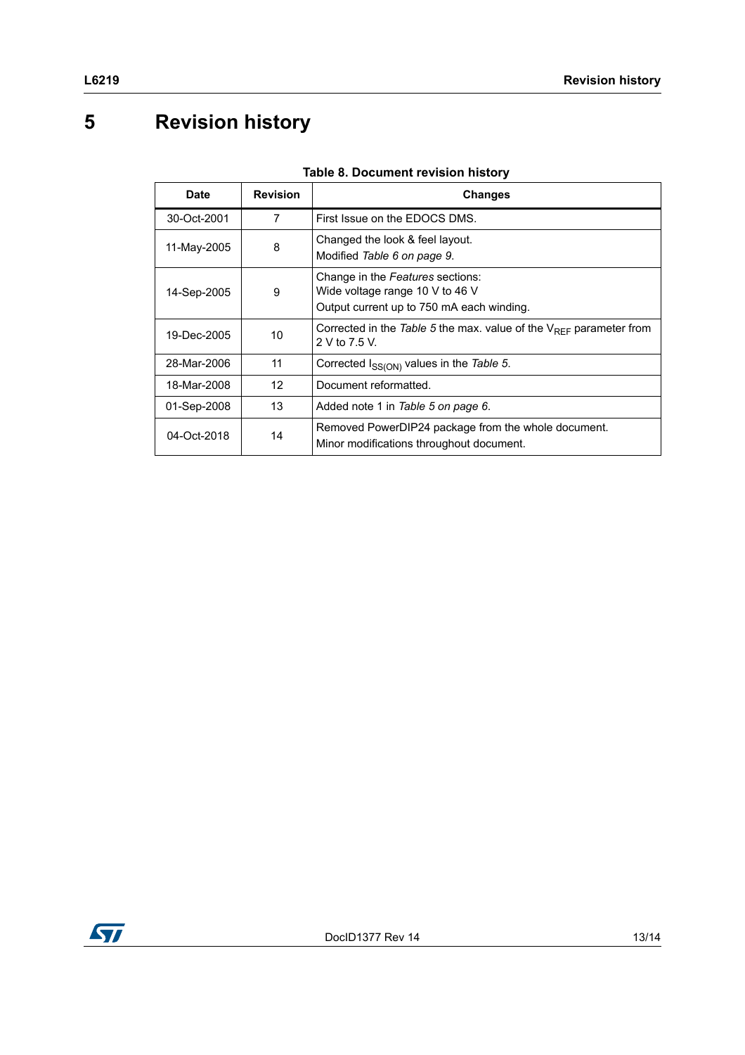# 5 Revision history

**Table 8. Document revision history**

| Date | Revision | Changes |
|---|---|---|
| 30-Oct-2001 | 7 | First Issue on the EDOCS DMS. |
| 11-May-2005 | 8 | Changed the look & feel layout.<br>Modified *Table 6 on page 9*. |
| 14-Sep-2005 | 9 | Change in the *Features* sections:<br>Wide voltage range 10 V to 46 V<br>Output current up to 750 mA each winding. |
| 19-Dec-2005 | 10 | Corrected in the *Table 5* the max. value of the $V_{REF}$ parameter from 2 V to 7.5 V. |
| 28-Mar-2006 | 11 | Corrected $I_{SS(ON)}$ values in the *Table 5*. |
| 18-Mar-2008 | 12 | Document reformatted. |
| 01-Sep-2008 | 13 | Added note 1 in *Table 5 on page 6*. |
| 04-Oct-2018 | 14 | Removed PowerDIP24 package from the whole document.<br>Minor modifications throughout document. |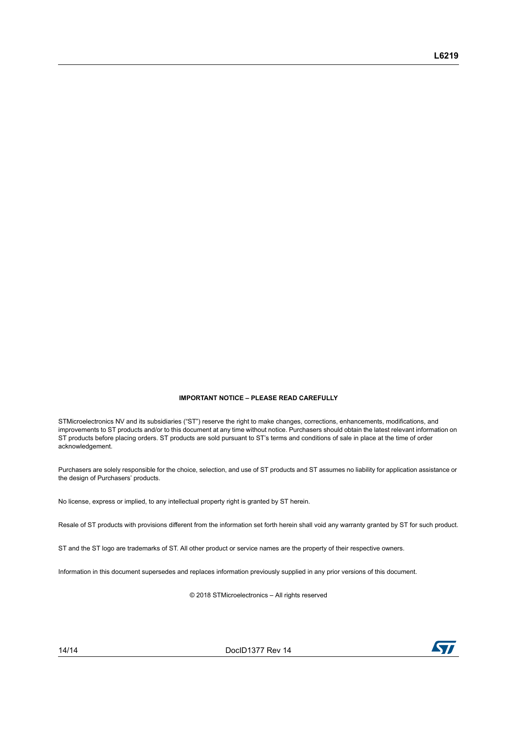**IMPORTANT NOTICE – PLEASE READ CAREFULLY**

STMicroelectronics NV and its subsidiaries (“ST”) reserve the right to make changes, corrections, enhancements, modifications, and improvements to ST products and/or to this document at any time without notice. Purchasers should obtain the latest relevant information on ST products before placing orders. ST products are sold pursuant to ST’s terms and conditions of sale in place at the time of order acknowledgement.

Purchasers are solely responsible for the choice, selection, and use of ST products and ST assumes no liability for application assistance or the design of Purchasers’ products.

No license, express or implied, to any intellectual property right is granted by ST herein.

Resale of ST products with provisions different from the information set forth herein shall void any warranty granted by ST for such product.

ST and the ST logo are trademarks of ST. All other product or service names are the property of their respective owners.

Information in this document supersedes and replaces information previously supplied in any prior versions of this document.

© 2018 STMicroelectronics – All rights reserved